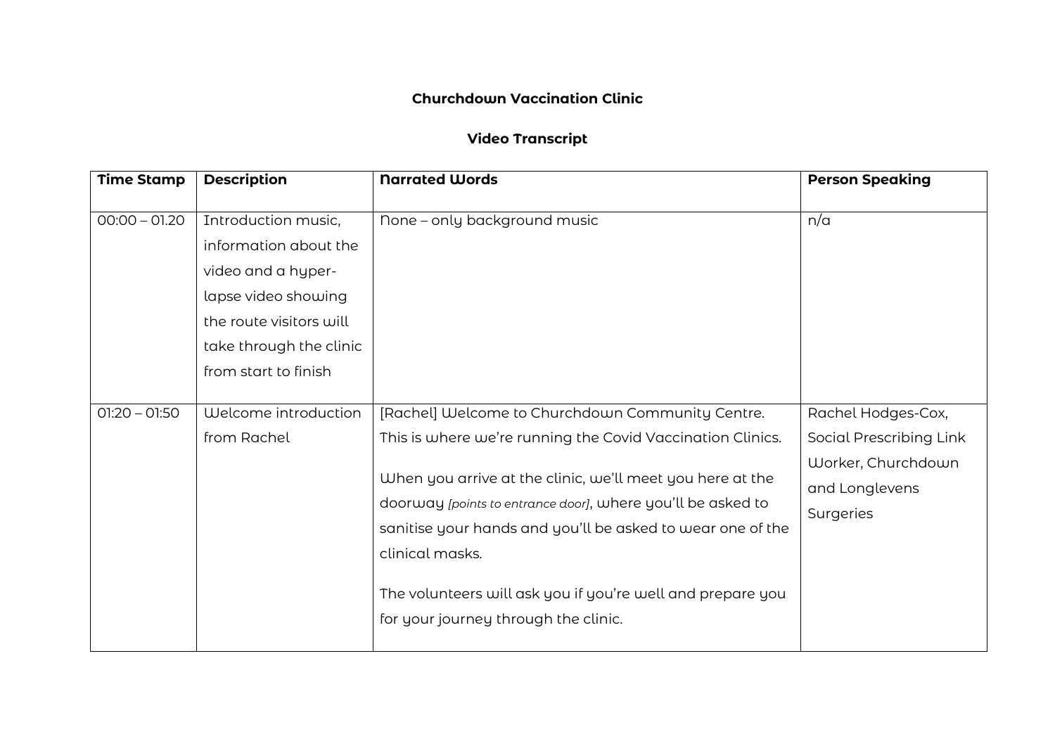**Churchdown Vaccination Clinic**

**Video Transcript**

| Time Stamp | Description | Narrated Words | Person Speaking |
| --- | --- | --- | --- |
| 00:00 – 01.20 | Introduction music, information about the video and a hyper-lapse video showing the route visitors will take through the clinic from start to finish | None – only background music | n/a |
| 01:20 – 01:50 | Welcome introduction from Rachel | [Rachel] Welcome to Churchdown Community Centre. This is where we're running the Covid Vaccination Clinics.<br><br>When you arrive at the clinic, we'll meet you here at the doorway *[points to entrance door]*, where you'll be asked to sanitise your hands and you'll be asked to wear one of the clinical masks.<br><br>The volunteers will ask you if you're well and prepare you for your journey through the clinic. | Rachel Hodges-Cox, Social Prescribing Link Worker, Churchdown and Longlevens Surgeries |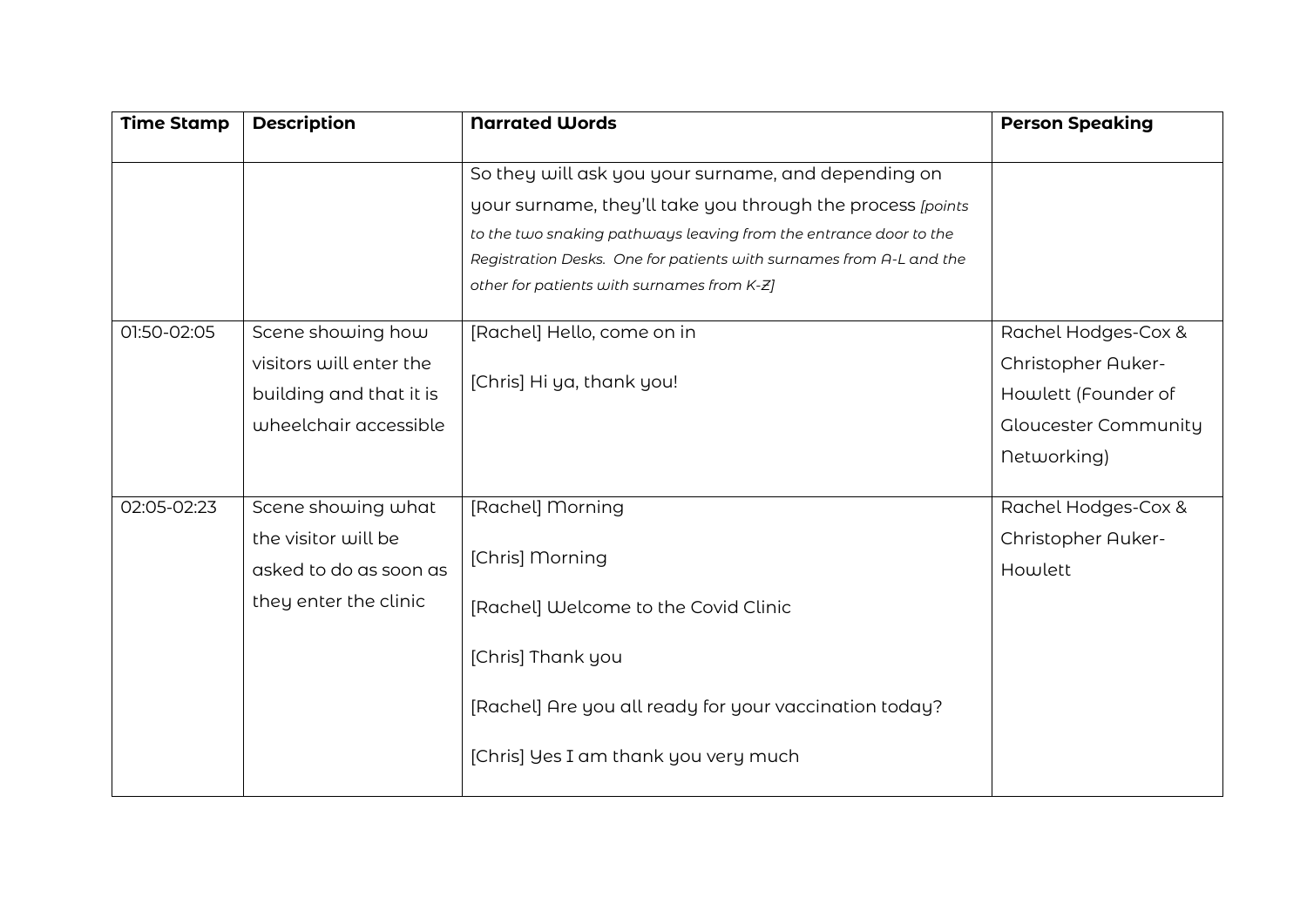| Time Stamp | Description | Narrated Words | Person Speaking |
|---|---|---|---|
| | | So they will ask you your surname, and depending on your surname, they'll take you through the process *[points to the two snaking pathways leaving from the entrance door to the Registration Desks. One for patients with surnames from A-L and the other for patients with surnames from K-Z]* | |
| 01:50-02:05 | Scene showing how visitors will enter the building and that it is wheelchair accessible | [Rachel] Hello, come on in<br><br>[Chris] Hi ya, thank you! | Rachel Hodges-Cox & Christopher Auker-Howlett (Founder of Gloucester Community Networking) |
| 02:05-02:23 | Scene showing what the visitor will be asked to do as soon as they enter the clinic | [Rachel] Morning<br><br>[Chris] Morning<br><br>[Rachel] Welcome to the Covid Clinic<br><br>[Chris] Thank you<br><br>[Rachel] Are you all ready for your vaccination today?<br><br>[Chris] Yes I am thank you very much | Rachel Hodges-Cox & Christopher Auker-Howlett |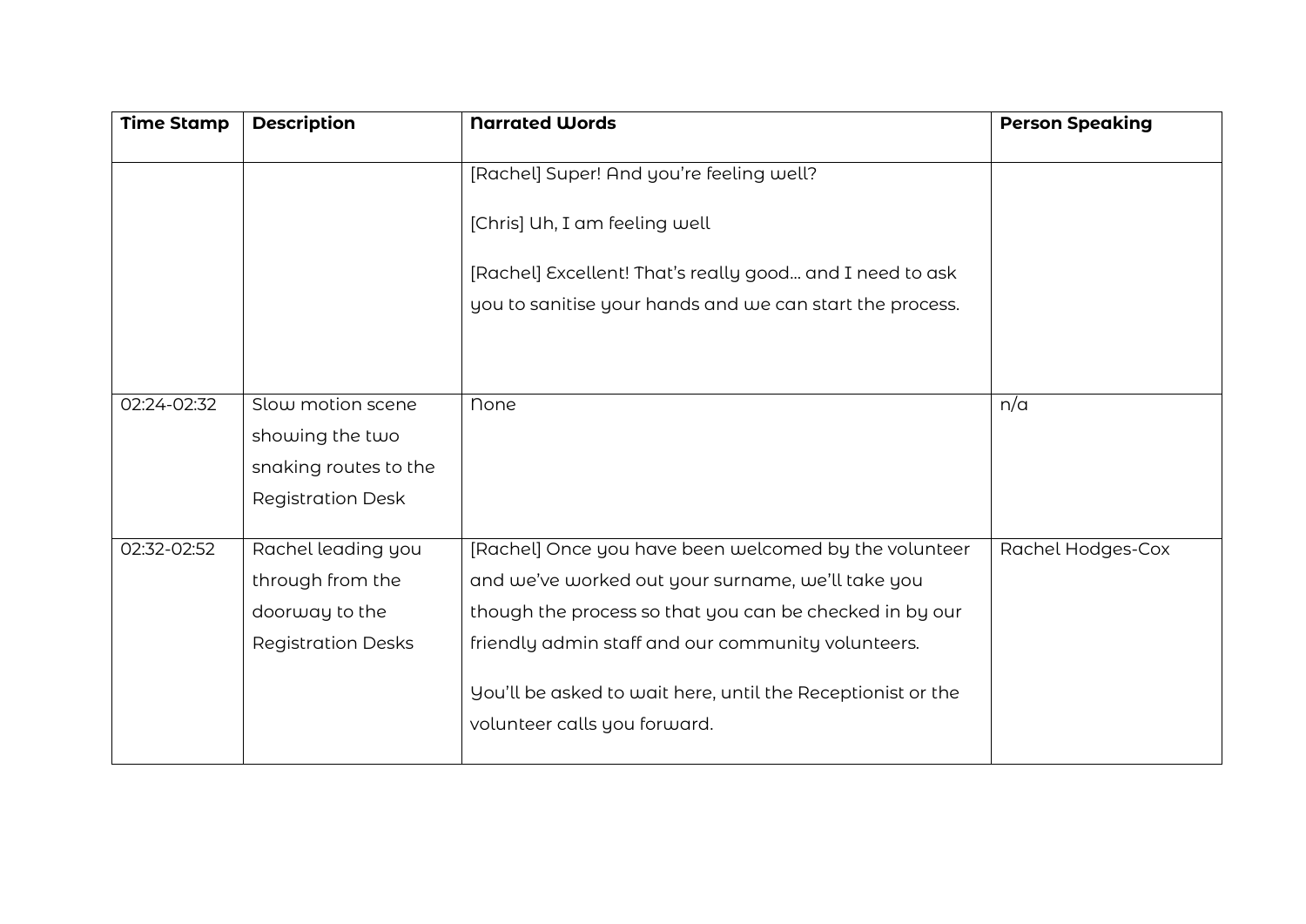| Time Stamp | Description | Narrated Words | Person Speaking |
|---|---|---|---|
| | | [Rachel] Super! And you're feeling well?<br><br>[Chris] Uh, I am feeling well<br><br>[Rachel] Excellent! That's really good… and I need to ask you to sanitise your hands and we can start the process. | |
| 02:24-02:32 | Slow motion scene showing the two snaking routes to the Registration Desk | None | n/a |
| 02:32-02:52 | Rachel leading you through from the doorway to the Registration Desks | [Rachel] Once you have been welcomed by the volunteer and we've worked out your surname, we'll take you though the process so that you can be checked in by our friendly admin staff and our community volunteers.<br><br>You'll be asked to wait here, until the Receptionist or the volunteer calls you forward. | Rachel Hodges-Cox |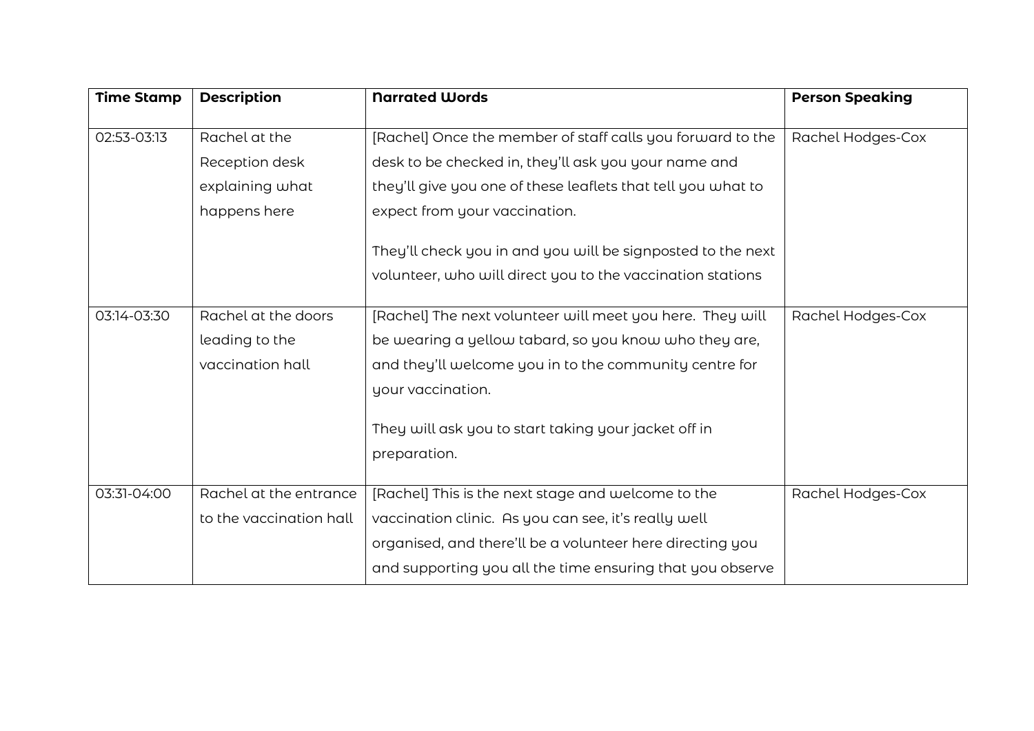| Time Stamp | Description | Narrated Words | Person Speaking |
|---|---|---|---|
| 02:53-03:13 | Rachel at the Reception desk explaining what happens here | [Rachel] Once the member of staff calls you forward to the desk to be checked in, they'll ask you your name and they'll give you one of these leaflets that tell you what to expect from your vaccination.<br><br>They'll check you in and you will be signposted to the next volunteer, who will direct you to the vaccination stations | Rachel Hodges-Cox |
| 03:14-03:30 | Rachel at the doors leading to the vaccination hall | [Rachel] The next volunteer will meet you here. They will be wearing a yellow tabard, so you know who they are, and they'll welcome you in to the community centre for your vaccination.<br><br>They will ask you to start taking your jacket off in preparation. | Rachel Hodges-Cox |
| 03:31-04:00 | Rachel at the entrance to the vaccination hall | [Rachel] This is the next stage and welcome to the vaccination clinic. As you can see, it's really well organised, and there'll be a volunteer here directing you and supporting you all the time ensuring that you observe | Rachel Hodges-Cox |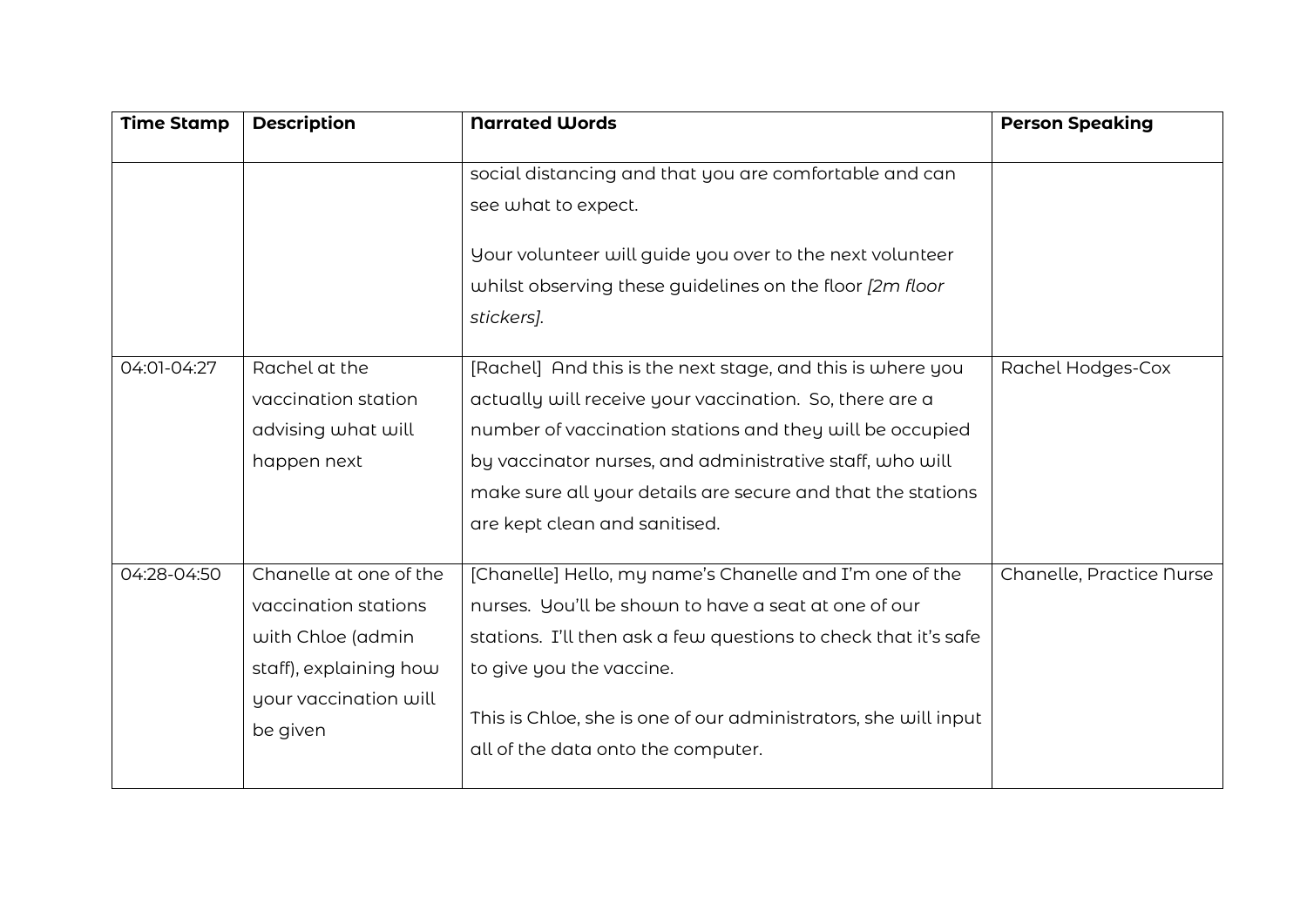| Time Stamp | Description | Narrated Words | Person Speaking |
| --- | --- | --- | --- |
| | | social distancing and that you are comfortable and can see what to expect.<br><br>Your volunteer will guide you over to the next volunteer whilst observing these guidelines on the floor *[2m floor stickers]*. | |
| 04:01-04:27 | Rachel at the vaccination station advising what will happen next | [Rachel] And this is the next stage, and this is where you actually will receive your vaccination. So, there are a number of vaccination stations and they will be occupied by vaccinator nurses, and administrative staff, who will make sure all your details are secure and that the stations are kept clean and sanitised. | Rachel Hodges-Cox |
| 04:28-04:50 | Chanelle at one of the vaccination stations with Chloe (admin staff), explaining how your vaccination will be given | [Chanelle] Hello, my name's Chanelle and I'm one of the nurses. You'll be shown to have a seat at one of our stations. I'll then ask a few questions to check that it's safe to give you the vaccine.<br><br>This is Chloe, she is one of our administrators, she will input all of the data onto the computer. | Chanelle, Practice Nurse |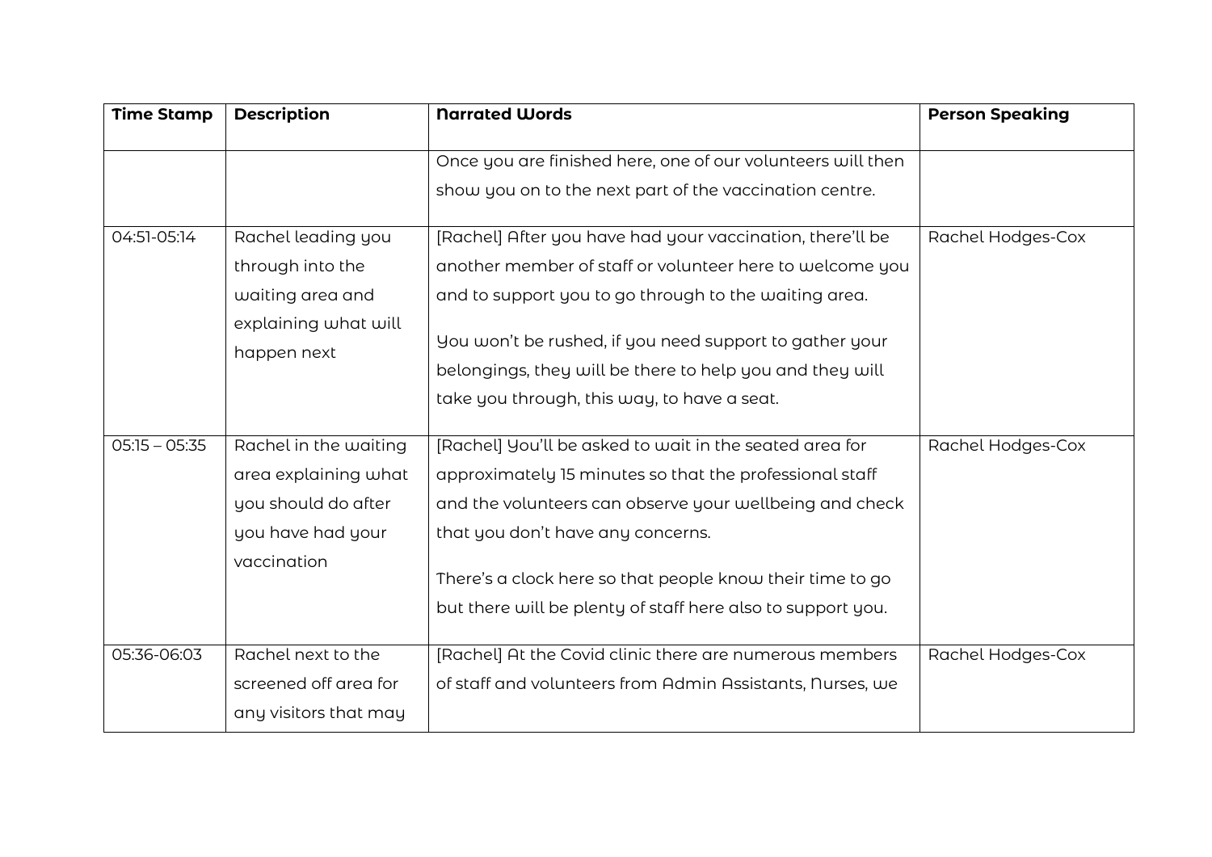| Time Stamp | Description | Narrated Words | Person Speaking |
|---|---|---|---|
| | | Once you are finished here, one of our volunteers will then show you on to the next part of the vaccination centre. | |
| 04:51-05:14 | Rachel leading you through into the waiting area and explaining what will happen next | [Rachel] After you have had your vaccination, there'll be another member of staff or volunteer here to welcome you and to support you to go through to the waiting area.<br><br>You won't be rushed, if you need support to gather your belongings, they will be there to help you and they will take you through, this way, to have a seat. | Rachel Hodges-Cox |
| 05:15 – 05:35 | Rachel in the waiting area explaining what you should do after you have had your vaccination | [Rachel] You'll be asked to wait in the seated area for approximately 15 minutes so that the professional staff and the volunteers can observe your wellbeing and check that you don't have any concerns.<br><br>There's a clock here so that people know their time to go but there will be plenty of staff here also to support you. | Rachel Hodges-Cox |
| 05:36-06:03 | Rachel next to the screened off area for any visitors that may | [Rachel] At the Covid clinic there are numerous members of staff and volunteers from Admin Assistants, Nurses, we | Rachel Hodges-Cox |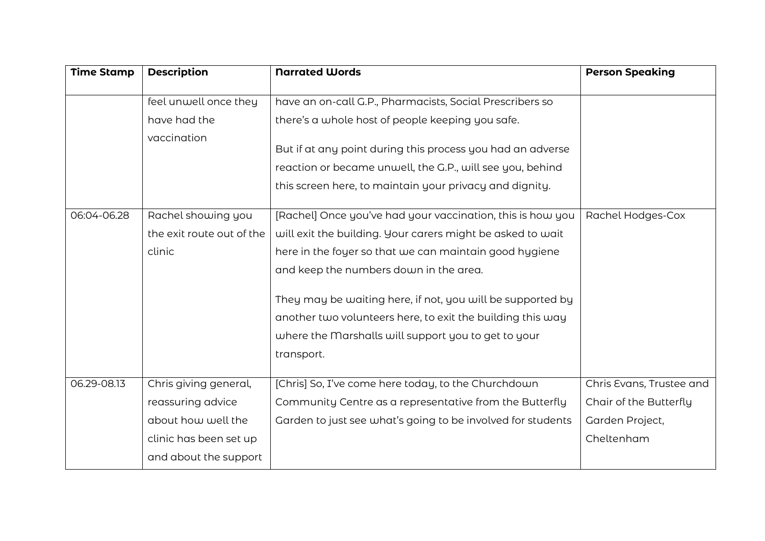| Time Stamp | Description | Narrated Words | Person Speaking |
|---|---|---|---|
| | feel unwell once they have had the vaccination | have an on-call G.P., Pharmacists, Social Prescribers so there's a whole host of people keeping you safe.<br><br>But if at any point during this process you had an adverse reaction or became unwell, the G.P., will see you, behind this screen here, to maintain your privacy and dignity. | |
| 06:04-06.28 | Rachel showing you the exit route out of the clinic | [Rachel] Once you've had your vaccination, this is how you will exit the building. Your carers might be asked to wait here in the foyer so that we can maintain good hygiene and keep the numbers down in the area.<br><br>They may be waiting here, if not, you will be supported by another two volunteers here, to exit the building this way where the Marshalls will support you to get to your transport. | Rachel Hodges-Cox |
| 06.29-08.13 | Chris giving general, reassuring advice about how well the clinic has been set up and about the support | [Chris] So, I've come here today, to the Churchdown Community Centre as a representative from the Butterfly Garden to just see what's going to be involved for students | Chris Evans, Trustee and Chair of the Butterfly Garden Project, Cheltenham |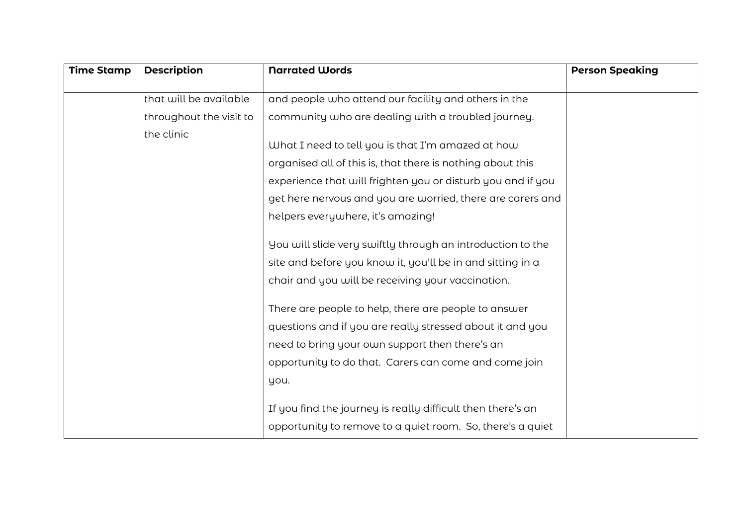| Time Stamp | Description | Narrated Words | Person Speaking |
| --- | --- | --- | --- |
| | that will be available throughout the visit to the clinic | and people who attend our facility and others in the community who are dealing with a troubled journey.<br><br>What I need to tell you is that I'm amazed at how organised all of this is, that there is nothing about this experience that will frighten you or disturb you and if you get here nervous and you are worried, there are carers and helpers everywhere, it's amazing!<br><br>You will slide very swiftly through an introduction to the site and before you know it, you'll be in and sitting in a chair and you will be receiving your vaccination.<br><br>There are people to help, there are people to answer questions and if you are really stressed about it and you need to bring your own support then there's an opportunity to do that. Carers can come and come join you.<br><br>If you find the journey is really difficult then there's an opportunity to remove to a quiet room. So, there's a quiet | |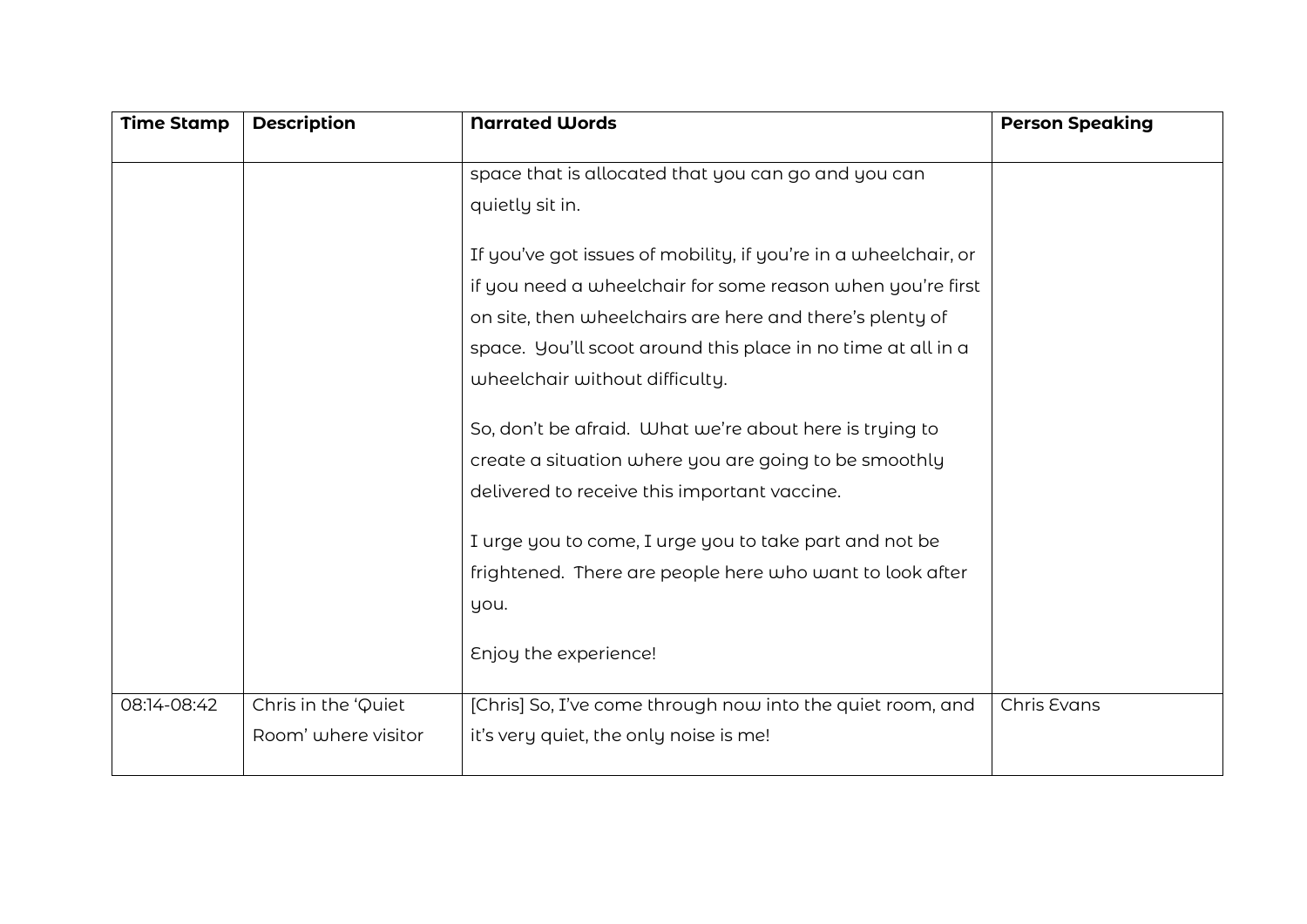| Time Stamp | Description | Narrated Words | Person Speaking |
|---|---|---|---|
| | | space that is allocated that you can go and you can quietly sit in.<br><br>If you've got issues of mobility, if you're in a wheelchair, or if you need a wheelchair for some reason when you're first on site, then wheelchairs are here and there's plenty of space. You'll scoot around this place in no time at all in a wheelchair without difficulty.<br><br>So, don't be afraid. What we're about here is trying to create a situation where you are going to be smoothly delivered to receive this important vaccine.<br><br>I urge you to come, I urge you to take part and not be frightened. There are people here who want to look after you.<br><br>Enjoy the experience! | |
| 08:14-08:42 | Chris in the 'Quiet Room' where visitor | [Chris] So, I've come through now into the quiet room, and it's very quiet, the only noise is me! | Chris Evans |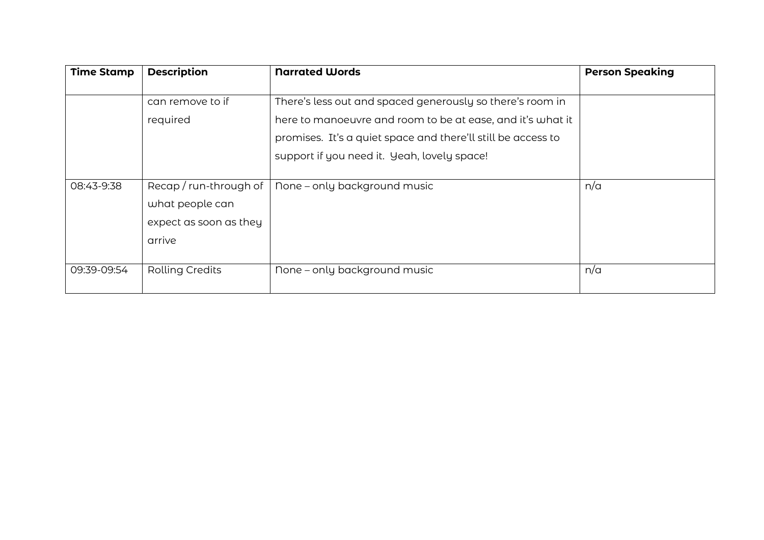| Time Stamp | Description | Narrated Words | Person Speaking |
| --- | --- | --- | --- |
| | can remove to if required | There's less out and spaced generously so there's room in here to manoeuvre and room to be at ease, and it's what it promises. It's a quiet space and there'll still be access to support if you need it. Yeah, lovely space! | |
| 08:43-9:38 | Recap / run-through of what people can expect as soon as they arrive | None – only background music | n/a |
| 09:39-09:54 | Rolling Credits | None – only background music | n/a |